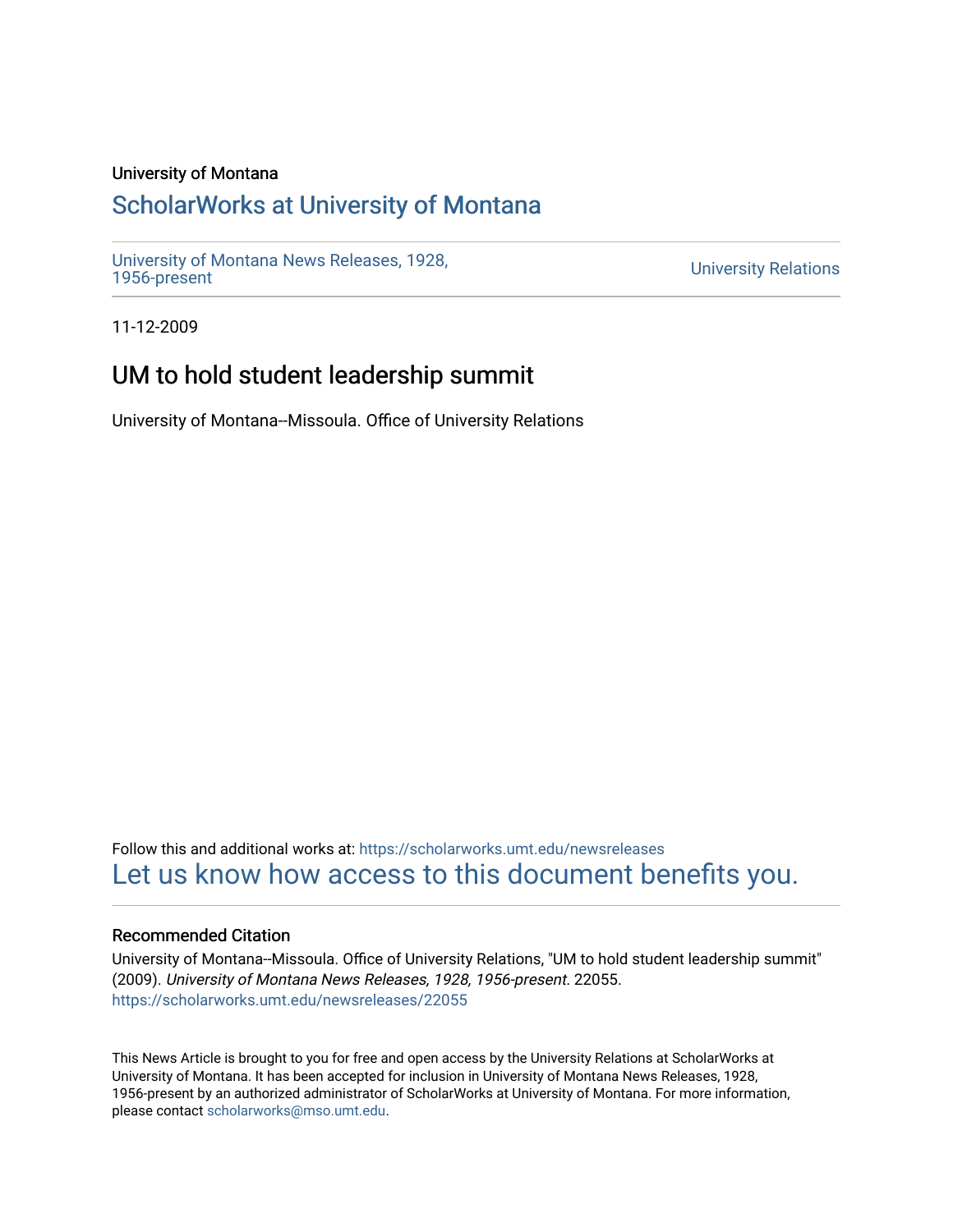University of Montana

# ScholarWorks at University of Montana

University of Montana News Releases, 1928, 1956-present

University Relations

11-12-2009

## UM to hold student leadership summit

University of Montana--Missoula. Office of University Relations

Follow this and additional works at: https://scholarworks.umt.edu/newsreleases

Let us know how access to this document benefits you.

### Recommended Citation

University of Montana--Missoula. Office of University Relations, "UM to hold student leadership summit" (2009). *University of Montana News Releases, 1928, 1956-present*. 22055.
https://scholarworks.umt.edu/newsreleases/22055

This News Article is brought to you for free and open access by the University Relations at ScholarWorks at University of Montana. It has been accepted for inclusion in University of Montana News Releases, 1928, 1956-present by an authorized administrator of ScholarWorks at University of Montana. For more information, please contact scholarworks@mso.umt.edu.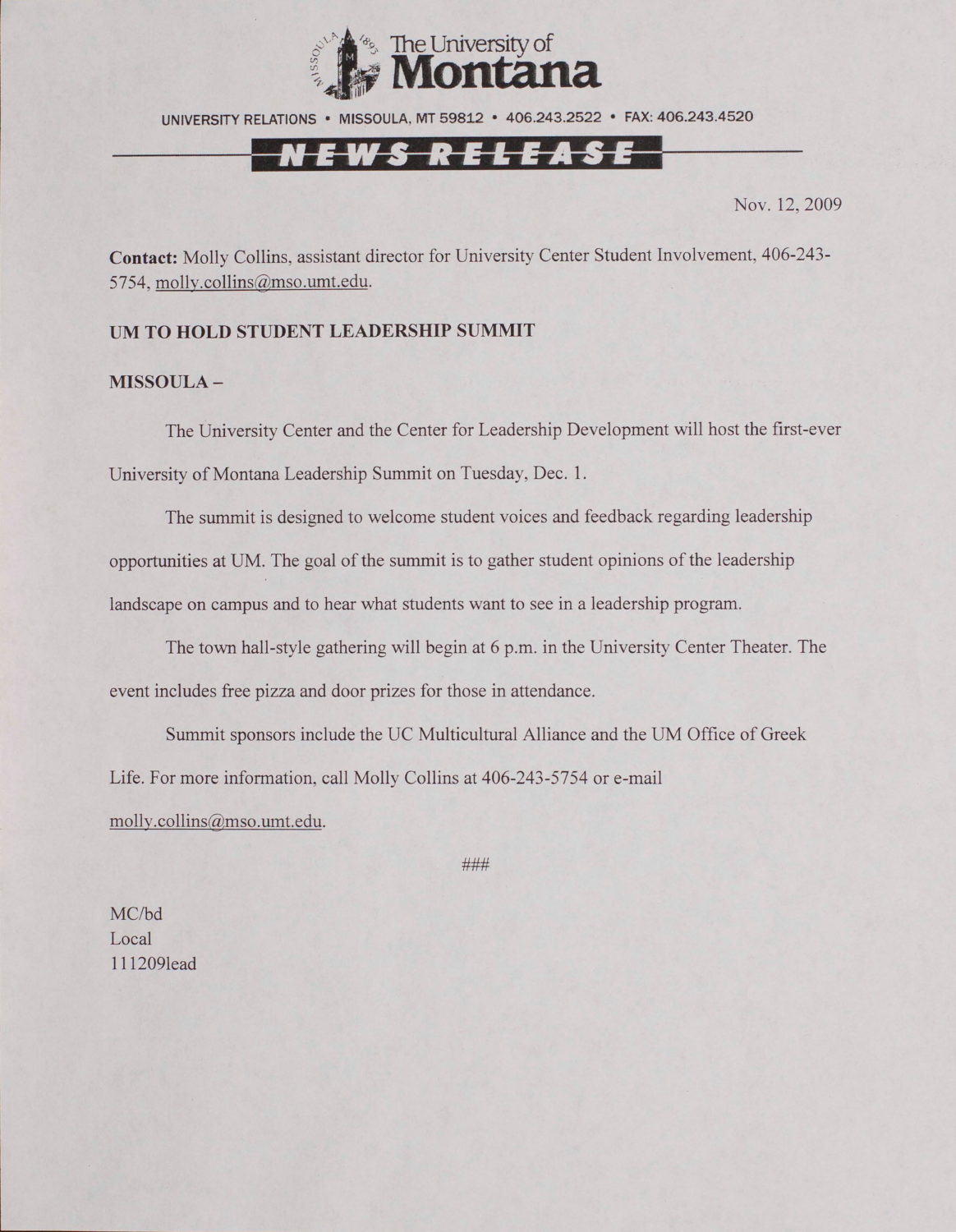The University of Montana

UNIVERSITY RELATIONS • MISSOULA, MT 59812 • 406.243.2522 • FAX: 406.243.4520

NEWS RELEASE

Nov. 12, 2009

**Contact:** Molly Collins, assistant director for University Center Student Involvement, 406-243-5754, molly.collins@mso.umt.edu.

**UM TO HOLD STUDENT LEADERSHIP SUMMIT**

**MISSOULA –**

The University Center and the Center for Leadership Development will host the first-ever University of Montana Leadership Summit on Tuesday, Dec. 1.

The summit is designed to welcome student voices and feedback regarding leadership opportunities at UM. The goal of the summit is to gather student opinions of the leadership landscape on campus and to hear what students want to see in a leadership program.

The town hall-style gathering will begin at 6 p.m. in the University Center Theater. The event includes free pizza and door prizes for those in attendance.

Summit sponsors include the UC Multicultural Alliance and the UM Office of Greek Life. For more information, call Molly Collins at 406-243-5754 or e-mail molly.collins@mso.umt.edu.

###

MC/bd
Local
111209lead